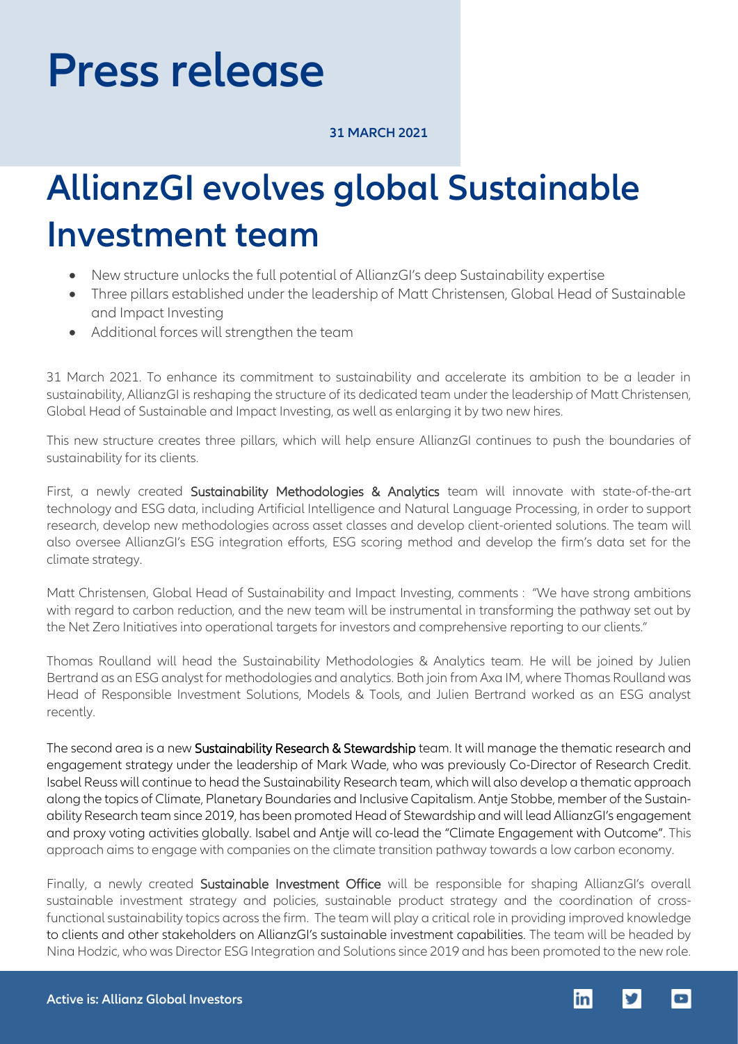# Press release

**31 MARCH 2021**

# AllianzGI evolves global Sustainable Investment team

- New structure unlocks the full potential of AllianzGI's deep Sustainability expertise
- Three pillars established under the leadership of Matt Christensen, Global Head of Sustainable and Impact Investing
- Additional forces will strengthen the team

31 March 2021. To enhance its commitment to sustainability and accelerate its ambition to be a leader in sustainability, AllianzGI is reshaping the structure of its dedicated team under the leadership of Matt Christensen, Global Head of Sustainable and Impact Investing, as well as enlarging it by two new hires.

This new structure creates three pillars, which will help ensure AllianzGI continues to push the boundaries of sustainability for its clients.

First, a newly created Sustainability Methodologies & Analytics team will innovate with state-of-the-art technology and ESG data, including Artificial Intelligence and Natural Language Processing, in order to support research, develop new methodologies across asset classes and develop client-oriented solutions. The team will also oversee AllianzGI's ESG integration efforts, ESG scoring method and develop the firm's data set for the climate strategy.

Matt Christensen, Global Head of Sustainability and Impact Investing, comments : "We have strong ambitions with regard to carbon reduction, and the new team will be instrumental in transforming the pathway set out by the Net Zero Initiatives into operational targets for investors and comprehensive reporting to our clients."

Thomas Roulland will head the Sustainability Methodologies & Analytics team. He will be joined by Julien Bertrand as an ESG analyst for methodologies and analytics. Both join from Axa IM, where Thomas Roulland was Head of Responsible Investment Solutions, Models & Tools, and Julien Bertrand worked as an ESG analyst recently.

The second area is a new Sustainability Research & Stewardship team. It will manage the thematic research and engagement strategy under the leadership of Mark Wade, who was previously Co-Director of Research Credit. Isabel Reuss will continue to head the Sustainability Research team, which will also develop a thematic approach along the topics of Climate, Planetary Boundaries and Inclusive Capitalism. Antje Stobbe, member of the Sustainability Research team since 2019, has been promoted Head of Stewardship and will lead AllianzGI's engagement and proxy voting activities globally. Isabel and Antje will co-lead the "Climate Engagement with Outcome". This approach aims to engage with companies on the climate transition pathway towards a low carbon economy.

Finally, a newly created Sustainable Investment Office will be responsible for shaping AllianzGI's overall sustainable investment strategy and policies, sustainable product strategy and the coordination of cross-functional sustainability topics across the firm. The team will play a critical role in providing improved knowledge to clients and other stakeholders on AllianzGI's sustainable investment capabilities. The team will be headed by Nina Hodzic, who was Director ESG Integration and Solutions since 2019 and has been promoted to the new role.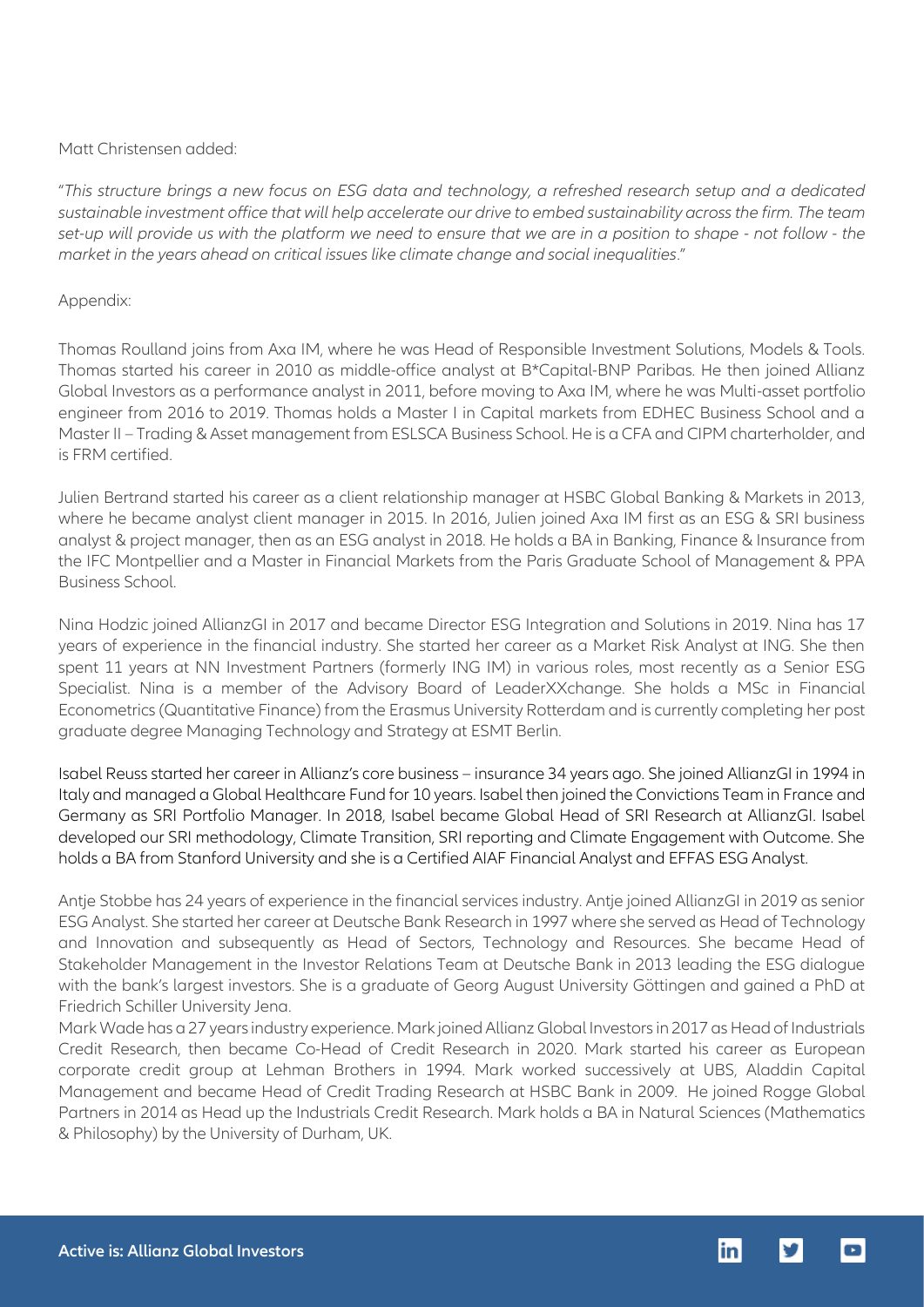Matt Christensen added:

"*This structure brings a new focus on ESG data and technology, a refreshed research setup and a dedicated sustainable investment office that will help accelerate our drive to embed sustainability across the firm. The team set-up will provide us with the platform we need to ensure that we are in a position to shape - not follow - the market in the years ahead on critical issues like climate change and social inequalities*."

Appendix:

Thomas Roulland joins from Axa IM, where he was Head of Responsible Investment Solutions, Models & Tools. Thomas started his career in 2010 as middle-office analyst at B*Capital-BNP Paribas. He then joined Allianz Global Investors as a performance analyst in 2011, before moving to Axa IM, where he was Multi-asset portfolio engineer from 2016 to 2019. Thomas holds a Master I in Capital markets from EDHEC Business School and a Master II – Trading & Asset management from ESLSCA Business School. He is a CFA and CIPM charterholder, and is FRM certified.

Julien Bertrand started his career as a client relationship manager at HSBC Global Banking & Markets in 2013, where he became analyst client manager in 2015. In 2016, Julien joined Axa IM first as an ESG & SRI business analyst & project manager, then as an ESG analyst in 2018. He holds a BA in Banking, Finance & Insurance from the IFC Montpellier and a Master in Financial Markets from the Paris Graduate School of Management & PPA Business School.

Nina Hodzic joined AllianzGI in 2017 and became Director ESG Integration and Solutions in 2019. Nina has 17 years of experience in the financial industry. She started her career as a Market Risk Analyst at ING. She then spent 11 years at NN Investment Partners (formerly ING IM) in various roles, most recently as a Senior ESG Specialist. Nina is a member of the Advisory Board of LeaderXXchange. She holds a MSc in Financial Econometrics (Quantitative Finance) from the Erasmus University Rotterdam and is currently completing her post graduate degree Managing Technology and Strategy at ESMT Berlin.

Isabel Reuss started her career in Allianz's core business – insurance 34 years ago. She joined AllianzGI in 1994 in Italy and managed a Global Healthcare Fund for 10 years. Isabel then joined the Convictions Team in France and Germany as SRI Portfolio Manager. In 2018, Isabel became Global Head of SRI Research at AllianzGI. Isabel developed our SRI methodology, Climate Transition, SRI reporting and Climate Engagement with Outcome. She holds a BA from Stanford University and she is a Certified AIAF Financial Analyst and EFFAS ESG Analyst.

Antje Stobbe has 24 years of experience in the financial services industry. Antje joined AllianzGI in 2019 as senior ESG Analyst. She started her career at Deutsche Bank Research in 1997 where she served as Head of Technology and Innovation and subsequently as Head of Sectors, Technology and Resources. She became Head of Stakeholder Management in the Investor Relations Team at Deutsche Bank in 2013 leading the ESG dialogue with the bank's largest investors. She is a graduate of Georg August University Göttingen and gained a PhD at Friedrich Schiller University Jena.

Mark Wade has a 27 years industry experience. Mark joined Allianz Global Investors in 2017 as Head of Industrials Credit Research, then became Co-Head of Credit Research in 2020. Mark started his career as European corporate credit group at Lehman Brothers in 1994. Mark worked successively at UBS, Aladdin Capital Management and became Head of Credit Trading Research at HSBC Bank in 2009. He joined Rogge Global Partners in 2014 as Head up the Industrials Credit Research. Mark holds a BA in Natural Sciences (Mathematics & Philosophy) by the University of Durham, UK.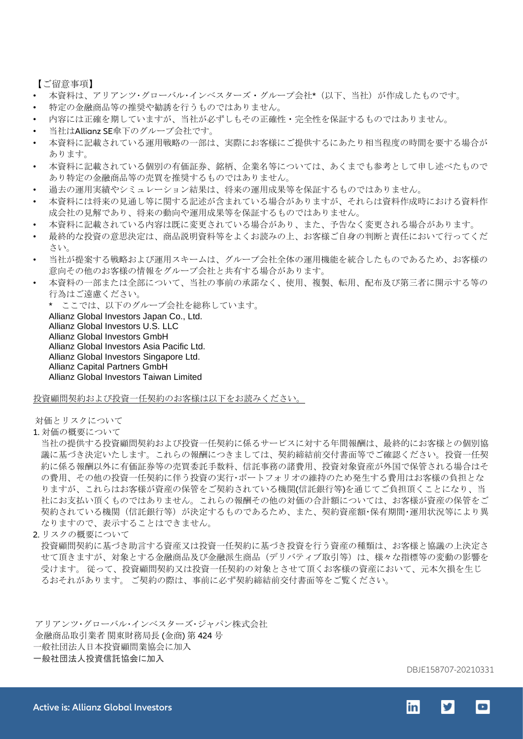【ご留意事項】

- 本資料は、アリアンツ･グローバル･インベスターズ・グループ会社*（以下、当社）が作成したものです。
- 特定の金融商品等の推奨や勧誘を行うものではありません。
- 内容には正確を期していますが、当社が必ずしもその正確性・完全性を保証するものではありません。
- 当社はAllianz SE傘下のグループ会社です。
- 本資料に記載されている運用戦略の一部は、実際にお客様にご提供するにあたり相当程度の時間を要する場合があります。
- 本資料に記載されている個別の有価証券、銘柄、企業名等については、あくまでも参考として申し述べたものであり特定の金融商品等の売買を推奨するものではありません。
- 過去の運用実績やシミュレーション結果は、将来の運用成果等を保証するものではありません。
- 本資料には将来の見通し等に関する記述が含まれている場合がありますが、それらは資料作成時における資料作成会社の見解であり、将来の動向や運用成果等を保証するものではありません。
- 本資料に記載されている内容は既に変更されている場合があり、また、予告なく変更される場合があります。
- 最終的な投資の意思決定は、商品説明資料等をよくお読みの上、お客様ご自身の判断と責任において行ってください。
- 当社が提案する戦略および運用スキームは、グループ会社全体の運用機能を統合したものであるため、お客様の意向その他のお客様の情報をグループ会社と共有する場合があります。
- 本資料の一部または全部について、当社の事前の承諾なく、使用、複製、転用、配布及び第三者に開示する等の行為はご遠慮ください。

\* ここでは、以下のグループ会社を総称しています。
Allianz Global Investors Japan Co., Ltd.
Allianz Global Investors U.S. LLC
Allianz Global Investors GmbH
Allianz Global Investors Asia Pacific Ltd.
Allianz Global Investors Singapore Ltd.
Allianz Capital Partners GmbH
Allianz Global Investors Taiwan Limited

投資顧問契約および投資一任契約のお客様は以下をお読みください。

対価とリスクについて

1. 対価の概要について
当社の提供する投資顧問契約および投資一任契約に係るサービスに対する年間報酬は、最終的にお客様との個別協議に基づき決定いたします。これらの報酬につきましては、契約締結前交付書面等でご確認ください。投資一任契約に係る報酬以外に有価証券等の売買委託手数料、信託事務の諸費用、投資対象資産が外国で保管される場合はその費用、その他の投資一任契約に伴う投資の実行･ポートフォリオの維持のため発生する費用はお客様の負担となりますが、これらはお客様が資産の保管をご契約されている機関(信託銀行等)を通じてご負担頂くことになり、当社にお支払い頂くものではありません。これらの報酬その他の対価の合計額については、お客様が資産の保管をご契約されている機関（信託銀行等）が決定するものであるため、また、契約資産額･保有期間･運用状況等により異なりますので、表示することはできません。

2. リスクの概要について
投資顧問契約に基づき助言する資産又は投資一任契約に基づき投資を行う資産の種類は、お客様と協議の上決定させて頂きますが、対象とする金融商品及び金融派生商品（デリバティブ取引等）は、様々な指標等の変動の影響を受けます。 従って、投資顧問契約又は投資一任契約の対象とさせて頂くお客様の資産において、元本欠損を生じるおそれがあります。 ご契約の際は、事前に必ず契約締結前交付書面等をご覧ください。

アリアンツ･グローバル･インベスターズ･ジャパン株式会社
金融商品取引業者 関東財務局長 (金商) 第 424 号
一般社団法人日本投資顧問業協会に加入
**一般社団法人投資信託協会に加入**

DBJE158707-20210331

Active is: Allianz Global Investors